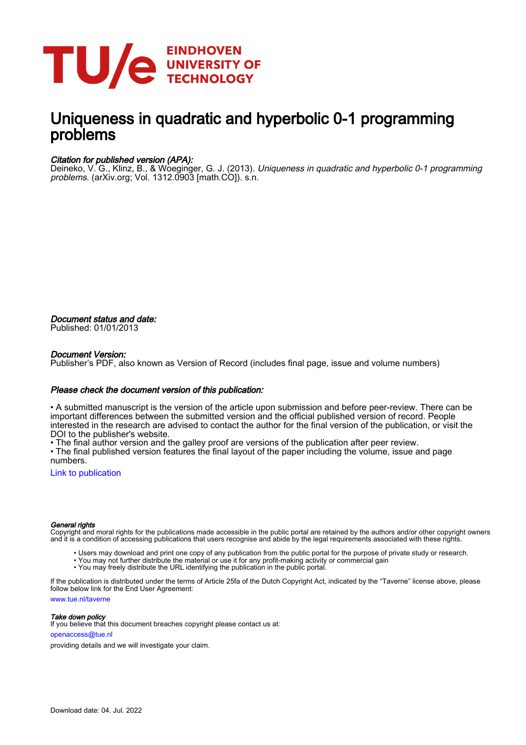# Uniqueness in quadratic and hyperbolic 0-1 programming problems

*Citation for published version (APA):*
Deineko, V. G., Klinz, B., & Woeginger, G. J. (2013). *Uniqueness in quadratic and hyperbolic 0-1 programming problems*. (arXiv.org; Vol. 1312.0903 [math.CO]). s.n.

*Document status and date:*
Published: 01/01/2013

*Document Version:*
Publisher's PDF, also known as Version of Record (includes final page, issue and volume numbers)

*Please check the document version of this publication:*

• A submitted manuscript is the version of the article upon submission and before peer-review. There can be important differences between the submitted version and the official published version of record. People interested in the research are advised to contact the author for the final version of the publication, or visit the DOI to the publisher's website.
• The final author version and the galley proof are versions of the publication after peer review.
• The final published version features the final layout of the paper including the volume, issue and page numbers.

Link to publication

*General rights*
Copyright and moral rights for the publications made accessible in the public portal are retained by the authors and/or other copyright owners and it is a condition of accessing publications that users recognise and abide by the legal requirements associated with these rights.

- Users may download and print one copy of any publication from the public portal for the purpose of private study or research.
- You may not further distribute the material or use it for any profit-making activity or commercial gain
- You may freely distribute the URL identifying the publication in the public portal.

If the publication is distributed under the terms of Article 25fa of the Dutch Copyright Act, indicated by the "Taverne" license above, please follow below link for the End User Agreement:

www.tue.nl/taverne

*Take down policy*
If you believe that this document breaches copyright please contact us at:

openaccess@tue.nl

providing details and we will investigate your claim.

Download date: 04. Jul. 2022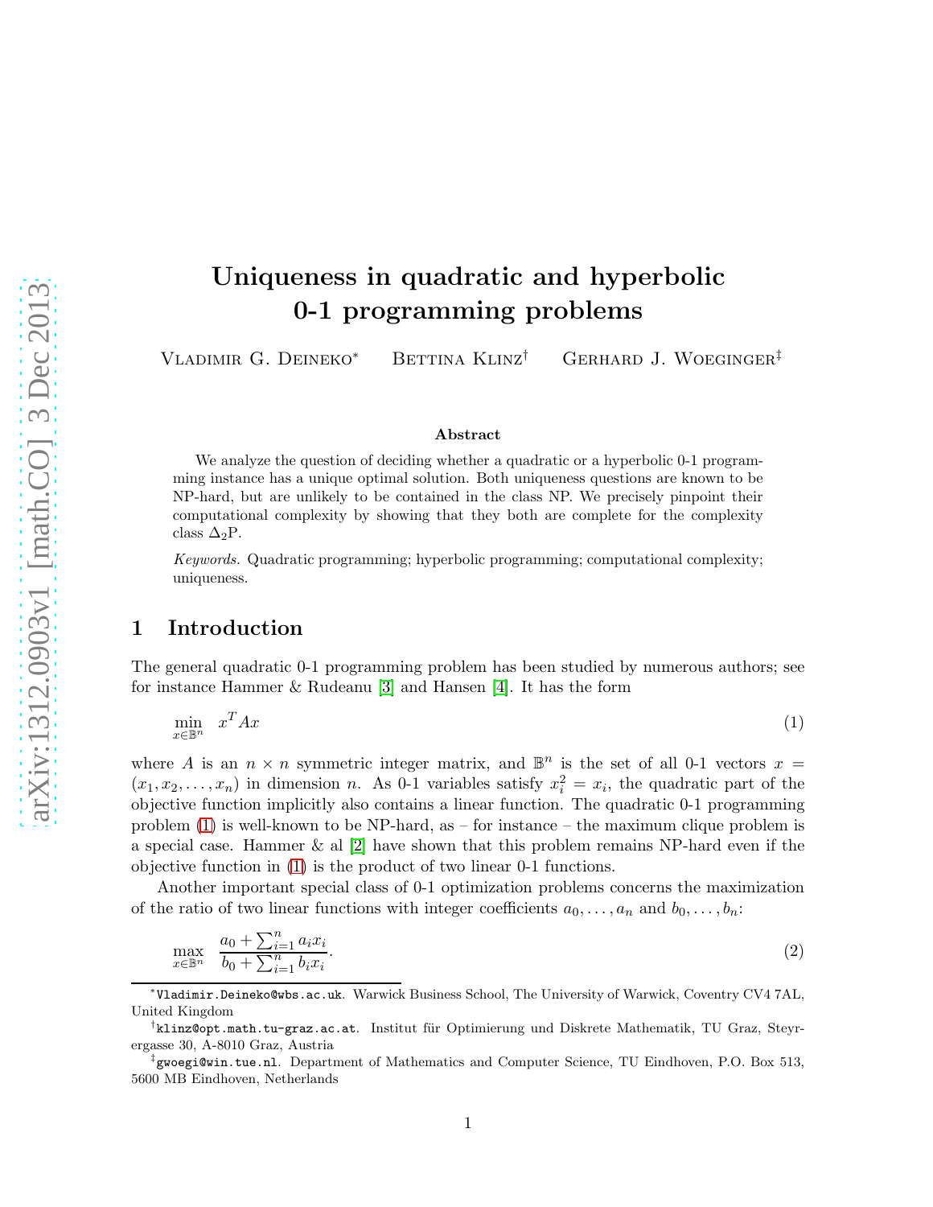# Uniqueness in quadratic and hyperbolic 0-1 programming problems

Vladimir G. Deineko* Bettina Klinz† Gerhard J. Woeginger‡

### Abstract

We analyze the question of deciding whether a quadratic or a hyperbolic 0-1 programming instance has a unique optimal solution. Both uniqueness questions are known to be NP-hard, but are unlikely to be contained in the class NP. We precisely pinpoint their computational complexity by showing that they both are complete for the complexity class $\Delta_2$P.

*Keywords.* Quadratic programming; hyperbolic programming; computational complexity; uniqueness.

## 1 Introduction

The general quadratic 0-1 programming problem has been studied by numerous authors; see for instance Hammer & Rudeanu [3] and Hansen [4]. It has the form

$$\min_{x \in \mathbb{B}^n} \quad x^T A x \tag{1}$$

where $A$ is an $n \times n$ symmetric integer matrix, and $\mathbb{B}^n$ is the set of all 0-1 vectors $x = (x_1, x_2, \ldots, x_n)$ in dimension $n$. As 0-1 variables satisfy $x_i^2 = x_i$, the quadratic part of the objective function implicitly also contains a linear function. The quadratic 0-1 programming problem (1) is well-known to be NP-hard, as – for instance – the maximum clique problem is a special case. Hammer & al [2] have shown that this problem remains NP-hard even if the objective function in (1) is the product of two linear 0-1 functions.

Another important special class of 0-1 optimization problems concerns the maximization of the ratio of two linear functions with integer coefficients $a_0, \ldots, a_n$ and $b_0, \ldots, b_n$:

$$\max_{x \in \mathbb{B}^n} \quad \frac{a_0 + \sum_{i=1}^n a_i x_i}{b_0 + \sum_{i=1}^n b_i x_i}. \tag{2}$$

*Vladimir.Deineko@wbs.ac.uk. Warwick Business School, The University of Warwick, Coventry CV4 7AL, United Kingdom

†klinz@opt.math.tu-graz.ac.at. Institut für Optimierung und Diskrete Mathematik, TU Graz, Steyrergasse 30, A-8010 Graz, Austria

‡gwoegi@win.tue.nl. Department of Mathematics and Computer Science, TU Eindhoven, P.O. Box 513, 5600 MB Eindhoven, Netherlands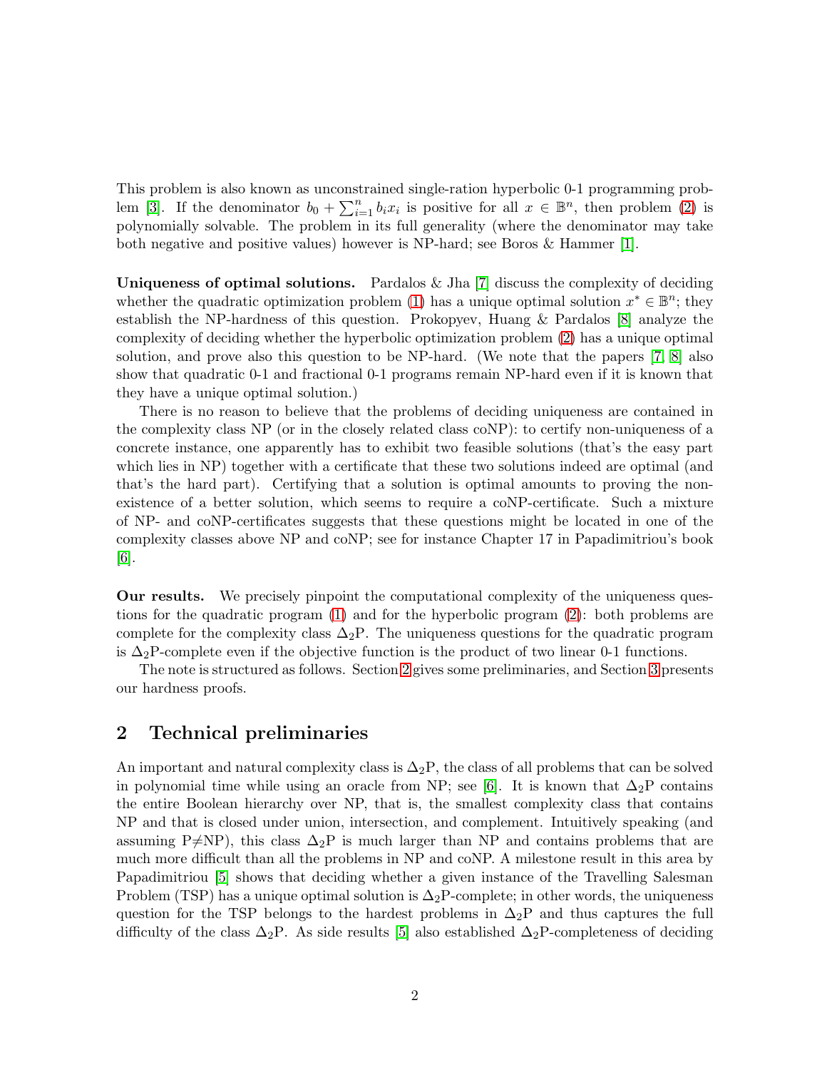This problem is also known as unconstrained single-ration hyperbolic 0-1 programming problem [3]. If the denominator $b_0 + \sum_{i=1}^{n} b_i x_i$ is positive for all $x \in \mathbb{B}^n$, then problem (2) is polynomially solvable. The problem in its full generality (where the denominator may take both negative and positive values) however is NP-hard; see Boros & Hammer [1].

**Uniqueness of optimal solutions.** Pardalos & Jha [7] discuss the complexity of deciding whether the quadratic optimization problem (1) has a unique optimal solution $x^* \in \mathbb{B}^n$; they establish the NP-hardness of this question. Prokopyev, Huang & Pardalos [8] analyze the complexity of deciding whether the hyperbolic optimization problem (2) has a unique optimal solution, and prove also this question to be NP-hard. (We note that the papers [7, 8] also show that quadratic 0-1 and fractional 0-1 programs remain NP-hard even if it is known that they have a unique optimal solution.)

There is no reason to believe that the problems of deciding uniqueness are contained in the complexity class NP (or in the closely related class coNP): to certify non-uniqueness of a concrete instance, one apparently has to exhibit two feasible solutions (that's the easy part which lies in NP) together with a certificate that these two solutions indeed are optimal (and that's the hard part). Certifying that a solution is optimal amounts to proving the non-existence of a better solution, which seems to require a coNP-certificate. Such a mixture of NP- and coNP-certificates suggests that these questions might be located in one of the complexity classes above NP and coNP; see for instance Chapter 17 in Papadimitriou's book [6].

**Our results.** We precisely pinpoint the computational complexity of the uniqueness questions for the quadratic program (1) and for the hyperbolic program (2): both problems are complete for the complexity class $\Delta_2$P. The uniqueness questions for the quadratic program is $\Delta_2$P-complete even if the objective function is the product of two linear 0-1 functions.

The note is structured as follows. Section 2 gives some preliminaries, and Section 3 presents our hardness proofs.

## 2 Technical preliminaries

An important and natural complexity class is $\Delta_2$P, the class of all problems that can be solved in polynomial time while using an oracle from NP; see [6]. It is known that $\Delta_2$P contains the entire Boolean hierarchy over NP, that is, the smallest complexity class that contains NP and that is closed under union, intersection, and complement. Intuitively speaking (and assuming P≠NP), this class $\Delta_2$P is much larger than NP and contains problems that are much more difficult than all the problems in NP and coNP. A milestone result in this area by Papadimitriou [5] shows that deciding whether a given instance of the Travelling Salesman Problem (TSP) has a unique optimal solution is $\Delta_2$P-complete; in other words, the uniqueness question for the TSP belongs to the hardest problems in $\Delta_2$P and thus captures the full difficulty of the class $\Delta_2$P. As side results [5] also established $\Delta_2$P-completeness of deciding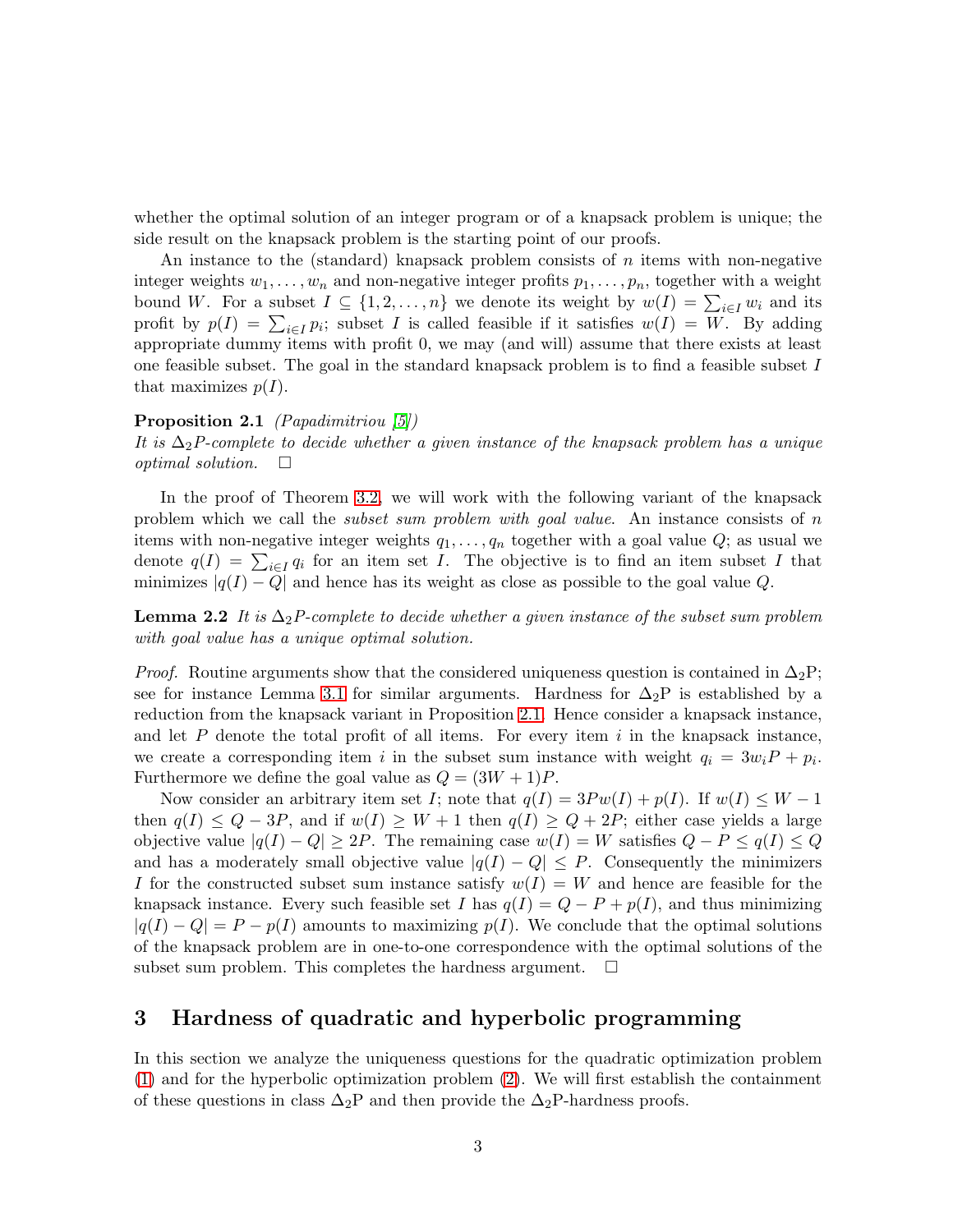whether the optimal solution of an integer program or of a knapsack problem is unique; the side result on the knapsack problem is the starting point of our proofs.

An instance to the (standard) knapsack problem consists of $n$ items with non-negative integer weights $w_1, \ldots, w_n$ and non-negative integer profits $p_1, \ldots, p_n$, together with a weight bound $W$. For a subset $I \subseteq \{1, 2, \ldots, n\}$ we denote its weight by $w(I) = \sum_{i \in I} w_i$ and its profit by $p(I) = \sum_{i \in I} p_i$; subset $I$ is called feasible if it satisfies $w(I) = W$. By adding appropriate dummy items with profit 0, we may (and will) assume that there exists at least one feasible subset. The goal in the standard knapsack problem is to find a feasible subset $I$ that maximizes $p(I)$.

**Proposition 2.1** *(Papadimitriou [5])*
*It is $\Delta_2$P-complete to decide whether a given instance of the knapsack problem has a unique optimal solution.* □

In the proof of Theorem 3.2, we will work with the following variant of the knapsack problem which we call the *subset sum problem with goal value*. An instance consists of $n$ items with non-negative integer weights $q_1, \ldots, q_n$ together with a goal value $Q$; as usual we denote $q(I) = \sum_{i \in I} q_i$ for an item set $I$. The objective is to find an item subset $I$ that minimizes $|q(I) - Q|$ and hence has its weight as close as possible to the goal value $Q$.

**Lemma 2.2** *It is $\Delta_2$P-complete to decide whether a given instance of the subset sum problem with goal value has a unique optimal solution.*

*Proof.* Routine arguments show that the considered uniqueness question is contained in $\Delta_2$P; see for instance Lemma 3.1 for similar arguments. Hardness for $\Delta_2$P is established by a reduction from the knapsack variant in Proposition 2.1. Hence consider a knapsack instance, and let $P$ denote the total profit of all items. For every item $i$ in the knapsack instance, we create a corresponding item $i$ in the subset sum instance with weight $q_i = 3w_iP + p_i$. Furthermore we define the goal value as $Q = (3W + 1)P$.

Now consider an arbitrary item set $I$; note that $q(I) = 3Pw(I) + p(I)$. If $w(I) \leq W - 1$ then $q(I) \leq Q - 3P$, and if $w(I) \geq W + 1$ then $q(I) \geq Q + 2P$; either case yields a large objective value $|q(I) - Q| \geq 2P$. The remaining case $w(I) = W$ satisfies $Q - P \leq q(I) \leq Q$ and has a moderately small objective value $|q(I) - Q| \leq P$. Consequently the minimizers $I$ for the constructed subset sum instance satisfy $w(I) = W$ and hence are feasible for the knapsack instance. Every such feasible set $I$ has $q(I) = Q - P + p(I)$, and thus minimizing $|q(I) - Q| = P - p(I)$ amounts to maximizing $p(I)$. We conclude that the optimal solutions of the knapsack problem are in one-to-one correspondence with the optimal solutions of the subset sum problem. This completes the hardness argument. □

## 3 Hardness of quadratic and hyperbolic programming

In this section we analyze the uniqueness questions for the quadratic optimization problem (1) and for the hyperbolic optimization problem (2). We will first establish the containment of these questions in class $\Delta_2$P and then provide the $\Delta_2$P-hardness proofs.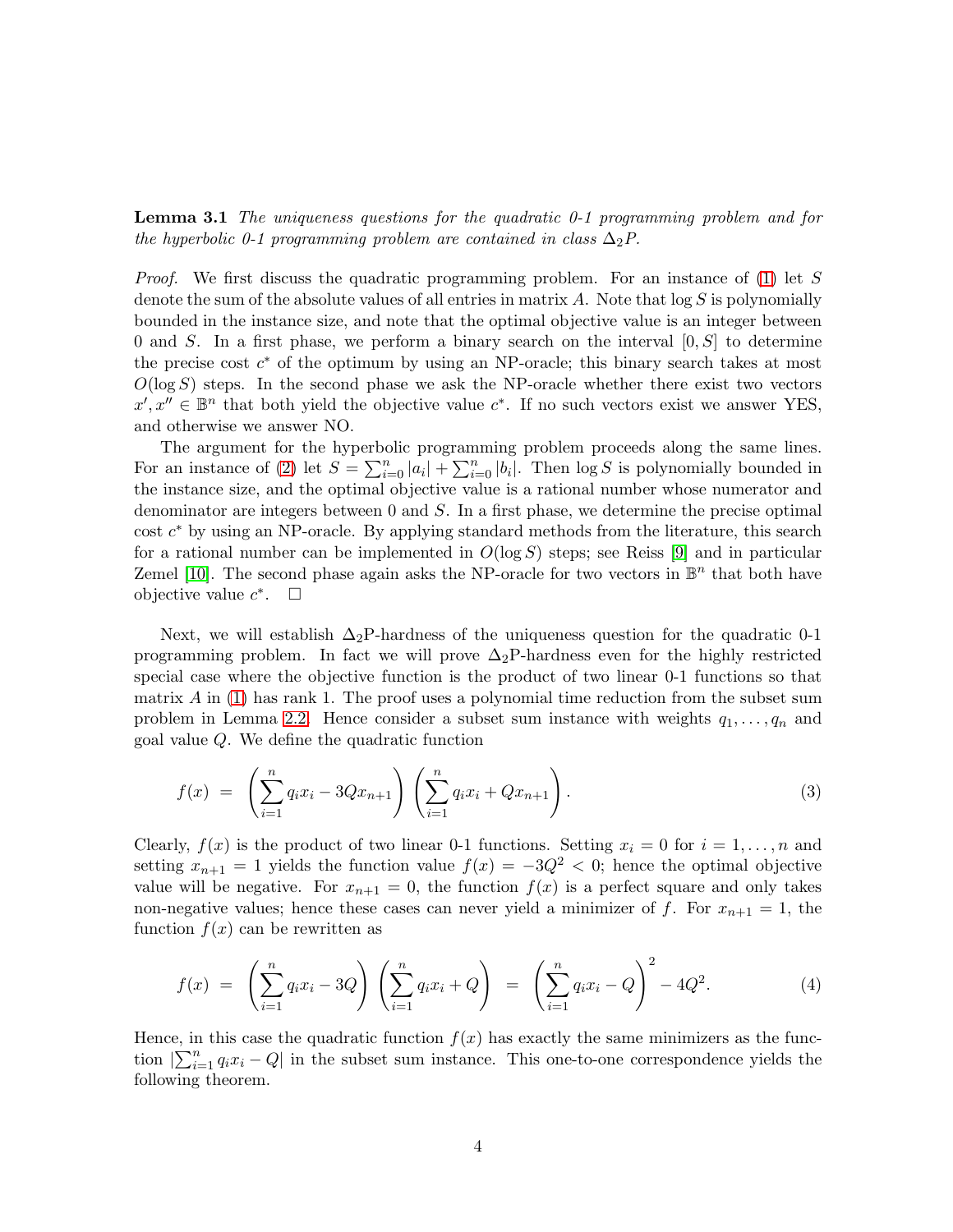**Lemma 3.1** *The uniqueness questions for the quadratic 0-1 programming problem and for the hyperbolic 0-1 programming problem are contained in class $\Delta_2 P$.*

*Proof.* We first discuss the quadratic programming problem. For an instance of (1) let $S$ denote the sum of the absolute values of all entries in matrix $A$. Note that $\log S$ is polynomially bounded in the instance size, and note that the optimal objective value is an integer between 0 and $S$. In a first phase, we perform a binary search on the interval $[0, S]$ to determine the precise cost $c^*$ of the optimum by using an NP-oracle; this binary search takes at most $O(\log S)$ steps. In the second phase we ask the NP-oracle whether there exist two vectors $x', x'' \in \mathbb{B}^n$ that both yield the objective value $c^*$. If no such vectors exist we answer YES, and otherwise we answer NO.

The argument for the hyperbolic programming problem proceeds along the same lines. For an instance of (2) let $S = \sum_{i=0}^{n} |a_i| + \sum_{i=0}^{n} |b_i|$. Then $\log S$ is polynomially bounded in the instance size, and the optimal objective value is a rational number whose numerator and denominator are integers between 0 and $S$. In a first phase, we determine the precise optimal cost $c^*$ by using an NP-oracle. By applying standard methods from the literature, this search for a rational number can be implemented in $O(\log S)$ steps; see Reiss [9] and in particular Zemel [10]. The second phase again asks the NP-oracle for two vectors in $\mathbb{B}^n$ that both have objective value $c^*$. $\square$

Next, we will establish $\Delta_2$P-hardness of the uniqueness question for the quadratic 0-1 programming problem. In fact we will prove $\Delta_2$P-hardness even for the highly restricted special case where the objective function is the product of two linear 0-1 functions so that matrix $A$ in (1) has rank 1. The proof uses a polynomial time reduction from the subset sum problem in Lemma 2.2. Hence consider a subset sum instance with weights $q_1, \ldots, q_n$ and goal value $Q$. We define the quadratic function

$$f(x) \;=\; \left(\sum_{i=1}^{n} q_i x_i - 3Q x_{n+1}\right) \left(\sum_{i=1}^{n} q_i x_i + Q x_{n+1}\right). \tag{3}$$

Clearly, $f(x)$ is the product of two linear 0-1 functions. Setting $x_i = 0$ for $i = 1, \ldots, n$ and setting $x_{n+1} = 1$ yields the function value $f(x) = -3Q^2 < 0$; hence the optimal objective value will be negative. For $x_{n+1} = 0$, the function $f(x)$ is a perfect square and only takes non-negative values; hence these cases can never yield a minimizer of $f$. For $x_{n+1} = 1$, the function $f(x)$ can be rewritten as

$$f(x) \;=\; \left(\sum_{i=1}^{n} q_i x_i - 3Q\right) \left(\sum_{i=1}^{n} q_i x_i + Q\right) \;=\; \left(\sum_{i=1}^{n} q_i x_i - Q\right)^2 - 4Q^2. \tag{4}$$

Hence, in this case the quadratic function $f(x)$ has exactly the same minimizers as the function $|\sum_{i=1}^{n} q_i x_i - Q|$ in the subset sum instance. This one-to-one correspondence yields the following theorem.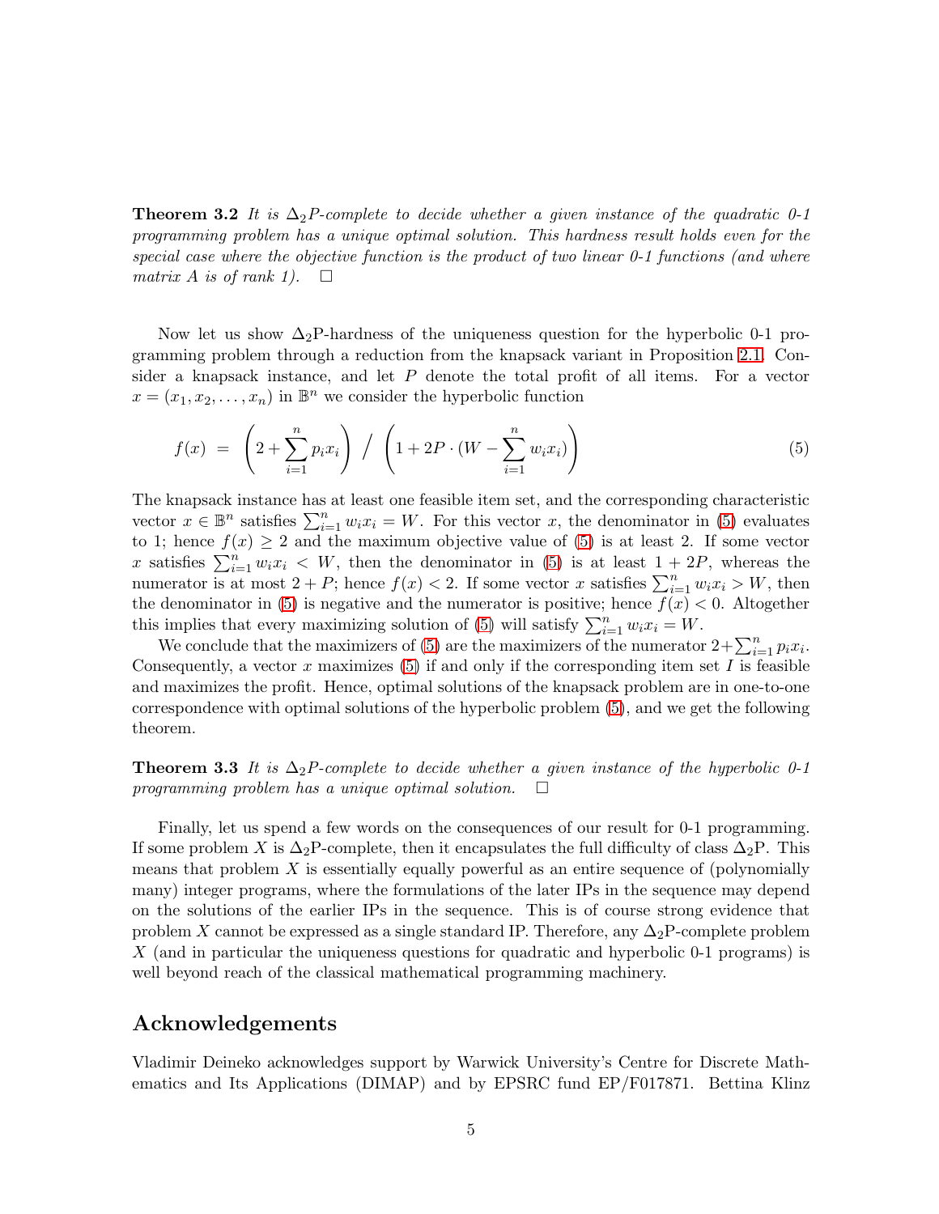**Theorem 3.2** *It is $\Delta_2$P-complete to decide whether a given instance of the quadratic 0-1 programming problem has a unique optimal solution. This hardness result holds even for the special case where the objective function is the product of two linear 0-1 functions (and where matrix A is of rank 1).* $\square$

Now let us show $\Delta_2$P-hardness of the uniqueness question for the hyperbolic 0-1 programming problem through a reduction from the knapsack variant in Proposition 2.1. Consider a knapsack instance, and let $P$ denote the total profit of all items. For a vector $x = (x_1, x_2, \ldots, x_n)$ in $\mathbb{B}^n$ we consider the hyperbolic function

$$f(x) \; = \; \left(2 + \sum_{i=1}^{n} p_i x_i\right) \; \Big/ \; \left(1 + 2P \cdot (W - \sum_{i=1}^{n} w_i x_i)\right) \tag{5}$$

The knapsack instance has at least one feasible item set, and the corresponding characteristic vector $x \in \mathbb{B}^n$ satisfies $\sum_{i=1}^{n} w_i x_i = W$. For this vector $x$, the denominator in (5) evaluates to 1; hence $f(x) \geq 2$ and the maximum objective value of (5) is at least 2. If some vector $x$ satisfies $\sum_{i=1}^{n} w_i x_i < W$, then the denominator in (5) is at least $1 + 2P$, whereas the numerator is at most $2 + P$; hence $f(x) < 2$. If some vector $x$ satisfies $\sum_{i=1}^{n} w_i x_i > W$, then the denominator in (5) is negative and the numerator is positive; hence $f(x) < 0$. Altogether this implies that every maximizing solution of (5) will satisfy $\sum_{i=1}^{n} w_i x_i = W$.

We conclude that the maximizers of (5) are the maximizers of the numerator $2 + \sum_{i=1}^{n} p_i x_i$. Consequently, a vector $x$ maximizes (5) if and only if the corresponding item set $I$ is feasible and maximizes the profit. Hence, optimal solutions of the knapsack problem are in one-to-one correspondence with optimal solutions of the hyperbolic problem (5), and we get the following theorem.

**Theorem 3.3** *It is $\Delta_2$P-complete to decide whether a given instance of the hyperbolic 0-1 programming problem has a unique optimal solution.* $\square$

Finally, let us spend a few words on the consequences of our result for 0-1 programming. If some problem $X$ is $\Delta_2$P-complete, then it encapsulates the full difficulty of class $\Delta_2$P. This means that problem $X$ is essentially equally powerful as an entire sequence of (polynomially many) integer programs, where the formulations of the later IPs in the sequence may depend on the solutions of the earlier IPs in the sequence. This is of course strong evidence that problem $X$ cannot be expressed as a single standard IP. Therefore, any $\Delta_2$P-complete problem $X$ (and in particular the uniqueness questions for quadratic and hyperbolic 0-1 programs) is well beyond reach of the classical mathematical programming machinery.

## Acknowledgements

Vladimir Deineko acknowledges support by Warwick University's Centre for Discrete Mathematics and Its Applications (DIMAP) and by EPSRC fund EP/F017871. Bettina Klinz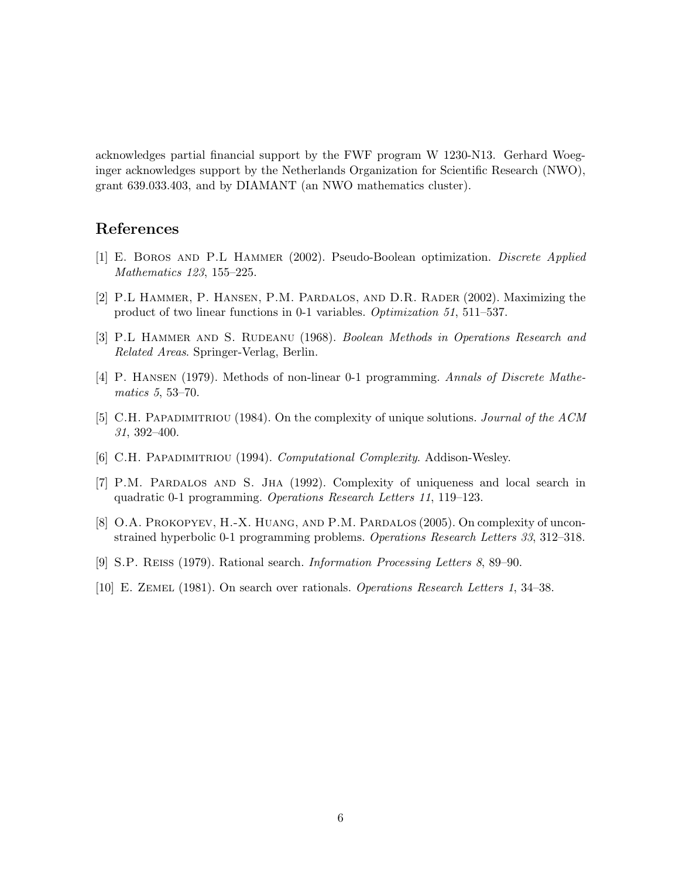acknowledges partial financial support by the FWF program W 1230-N13. Gerhard Woeginger acknowledges support by the Netherlands Organization for Scientific Research (NWO), grant 639.033.403, and by DIAMANT (an NWO mathematics cluster).

## References

[1] E. Boros and P.L Hammer (2002). Pseudo-Boolean optimization. *Discrete Applied Mathematics 123*, 155–225.

[2] P.L Hammer, P. Hansen, P.M. Pardalos, and D.R. Rader (2002). Maximizing the product of two linear functions in 0-1 variables. *Optimization 51*, 511–537.

[3] P.L Hammer and S. Rudeanu (1968). *Boolean Methods in Operations Research and Related Areas*. Springer-Verlag, Berlin.

[4] P. Hansen (1979). Methods of non-linear 0-1 programming. *Annals of Discrete Mathematics 5*, 53–70.

[5] C.H. Papadimitriou (1984). On the complexity of unique solutions. *Journal of the ACM 31*, 392–400.

[6] C.H. Papadimitriou (1994). *Computational Complexity*. Addison-Wesley.

[7] P.M. Pardalos and S. Jha (1992). Complexity of uniqueness and local search in quadratic 0-1 programming. *Operations Research Letters 11*, 119–123.

[8] O.A. Prokopyev, H.-X. Huang, and P.M. Pardalos (2005). On complexity of unconstrained hyperbolic 0-1 programming problems. *Operations Research Letters 33*, 312–318.

[9] S.P. Reiss (1979). Rational search. *Information Processing Letters 8*, 89–90.

[10] E. Zemel (1981). On search over rationals. *Operations Research Letters 1*, 34–38.